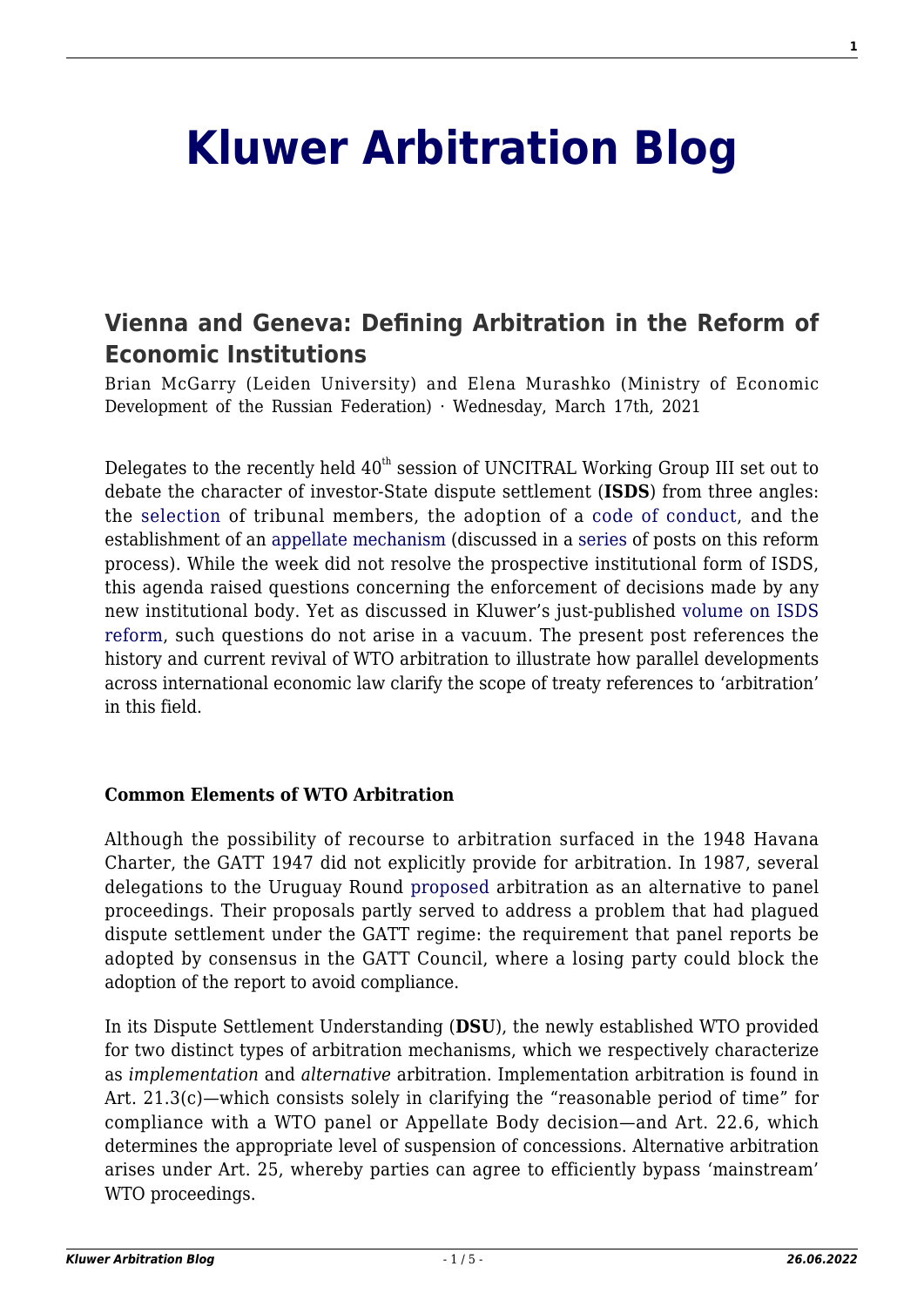# Kluwer Arbitration Blog

## Vienna and Geneva: Defining Arbitration in the Reform of Economic Institutions

Brian McGarry (Leiden University) and Elena Murashko (Ministry of Economic Development of the Russian Federation) · Wednesday, March 17th, 2021

Delegates to the recently held 40th session of UNCITRAL Working Group III set out to debate the character of investor-State dispute settlement (**ISDS**) from three angles: the selection of tribunal members, the adoption of a code of conduct, and the establishment of an appellate mechanism (discussed in a series of posts on this reform process). While the week did not resolve the prospective institutional form of ISDS, this agenda raised questions concerning the enforcement of decisions made by any new institutional body. Yet as discussed in Kluwer's just-published volume on ISDS reform, such questions do not arise in a vacuum. The present post references the history and current revival of WTO arbitration to illustrate how parallel developments across international economic law clarify the scope of treaty references to 'arbitration' in this field.

**Common Elements of WTO Arbitration**

Although the possibility of recourse to arbitration surfaced in the 1948 Havana Charter, the GATT 1947 did not explicitly provide for arbitration. In 1987, several delegations to the Uruguay Round proposed arbitration as an alternative to panel proceedings. Their proposals partly served to address a problem that had plagued dispute settlement under the GATT regime: the requirement that panel reports be adopted by consensus in the GATT Council, where a losing party could block the adoption of the report to avoid compliance.

In its Dispute Settlement Understanding (**DSU**), the newly established WTO provided for two distinct types of arbitration mechanisms, which we respectively characterize as *implementation* and *alternative* arbitration. Implementation arbitration is found in Art. 21.3(c)—which consists solely in clarifying the "reasonable period of time" for compliance with a WTO panel or Appellate Body decision—and Art. 22.6, which determines the appropriate level of suspension of concessions. Alternative arbitration arises under Art. 25, whereby parties can agree to efficiently bypass 'mainstream' WTO proceedings.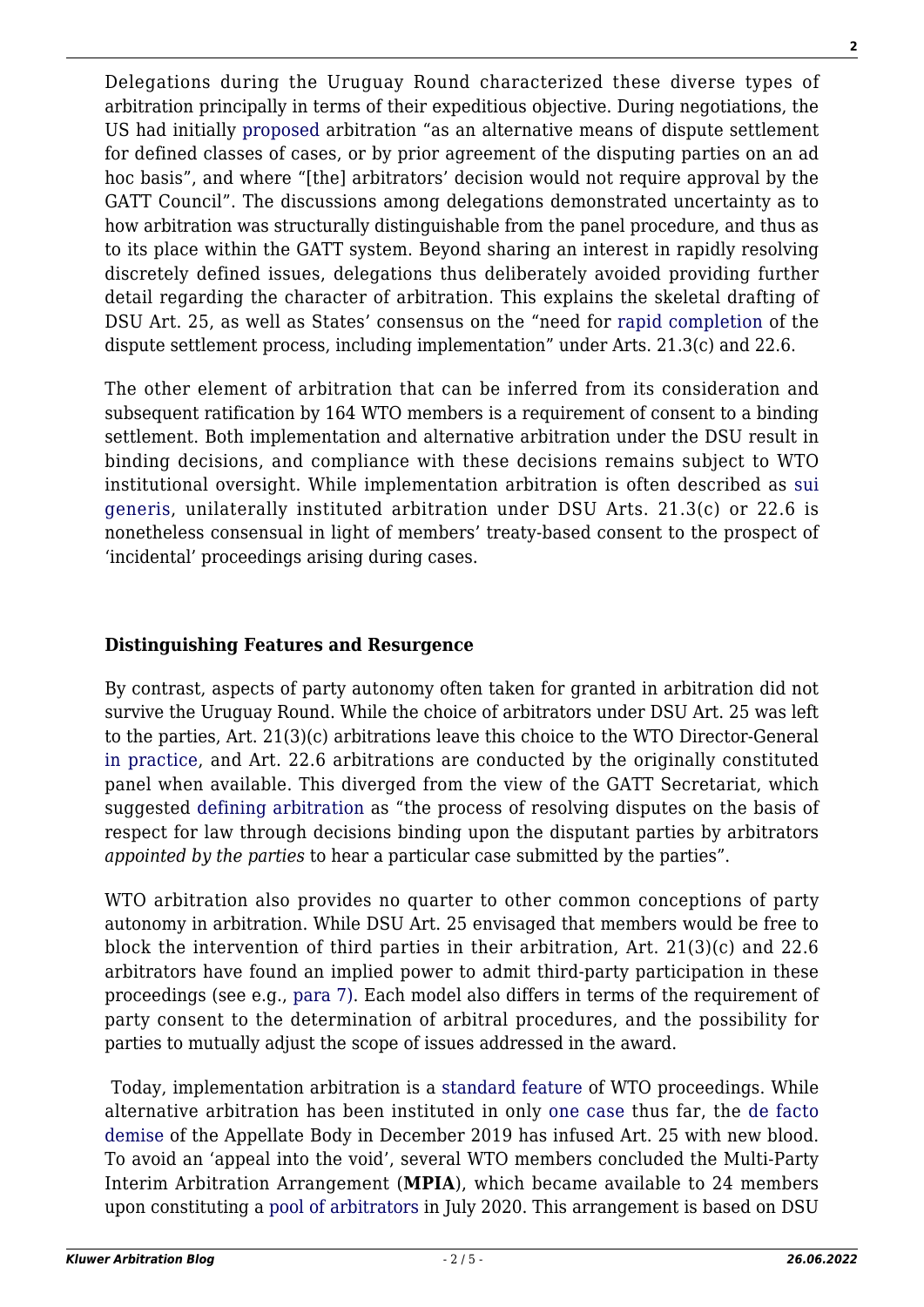Delegations during the Uruguay Round characterized these diverse types of arbitration principally in terms of their expeditious objective. During negotiations, the US had initially proposed arbitration "as an alternative means of dispute settlement for defined classes of cases, or by prior agreement of the disputing parties on an ad hoc basis", and where "[the] arbitrators' decision would not require approval by the GATT Council". The discussions among delegations demonstrated uncertainty as to how arbitration was structurally distinguishable from the panel procedure, and thus as to its place within the GATT system. Beyond sharing an interest in rapidly resolving discretely defined issues, delegations thus deliberately avoided providing further detail regarding the character of arbitration. This explains the skeletal drafting of DSU Art. 25, as well as States' consensus on the "need for rapid completion of the dispute settlement process, including implementation" under Arts. 21.3(c) and 22.6.

The other element of arbitration that can be inferred from its consideration and subsequent ratification by 164 WTO members is a requirement of consent to a binding settlement. Both implementation and alternative arbitration under the DSU result in binding decisions, and compliance with these decisions remains subject to WTO institutional oversight. While implementation arbitration is often described as sui generis, unilaterally instituted arbitration under DSU Arts. 21.3(c) or 22.6 is nonetheless consensual in light of members' treaty-based consent to the prospect of 'incidental' proceedings arising during cases.

**Distinguishing Features and Resurgence**

By contrast, aspects of party autonomy often taken for granted in arbitration did not survive the Uruguay Round. While the choice of arbitrators under DSU Art. 25 was left to the parties, Art. 21(3)(c) arbitrations leave this choice to the WTO Director-General in practice, and Art. 22.6 arbitrations are conducted by the originally constituted panel when available. This diverged from the view of the GATT Secretariat, which suggested defining arbitration as "the process of resolving disputes on the basis of respect for law through decisions binding upon the disputant parties by arbitrators *appointed by the parties* to hear a particular case submitted by the parties".

WTO arbitration also provides no quarter to other common conceptions of party autonomy in arbitration. While DSU Art. 25 envisaged that members would be free to block the intervention of third parties in their arbitration, Art. 21(3)(c) and 22.6 arbitrators have found an implied power to admit third-party participation in these proceedings (see e.g., para 7). Each model also differs in terms of the requirement of party consent to the determination of arbitral procedures, and the possibility for parties to mutually adjust the scope of issues addressed in the award.

Today, implementation arbitration is a standard feature of WTO proceedings. While alternative arbitration has been instituted in only one case thus far, the de facto demise of the Appellate Body in December 2019 has infused Art. 25 with new blood. To avoid an 'appeal into the void', several WTO members concluded the Multi-Party Interim Arbitration Arrangement (**MPIA**), which became available to 24 members upon constituting a pool of arbitrators in July 2020. This arrangement is based on DSU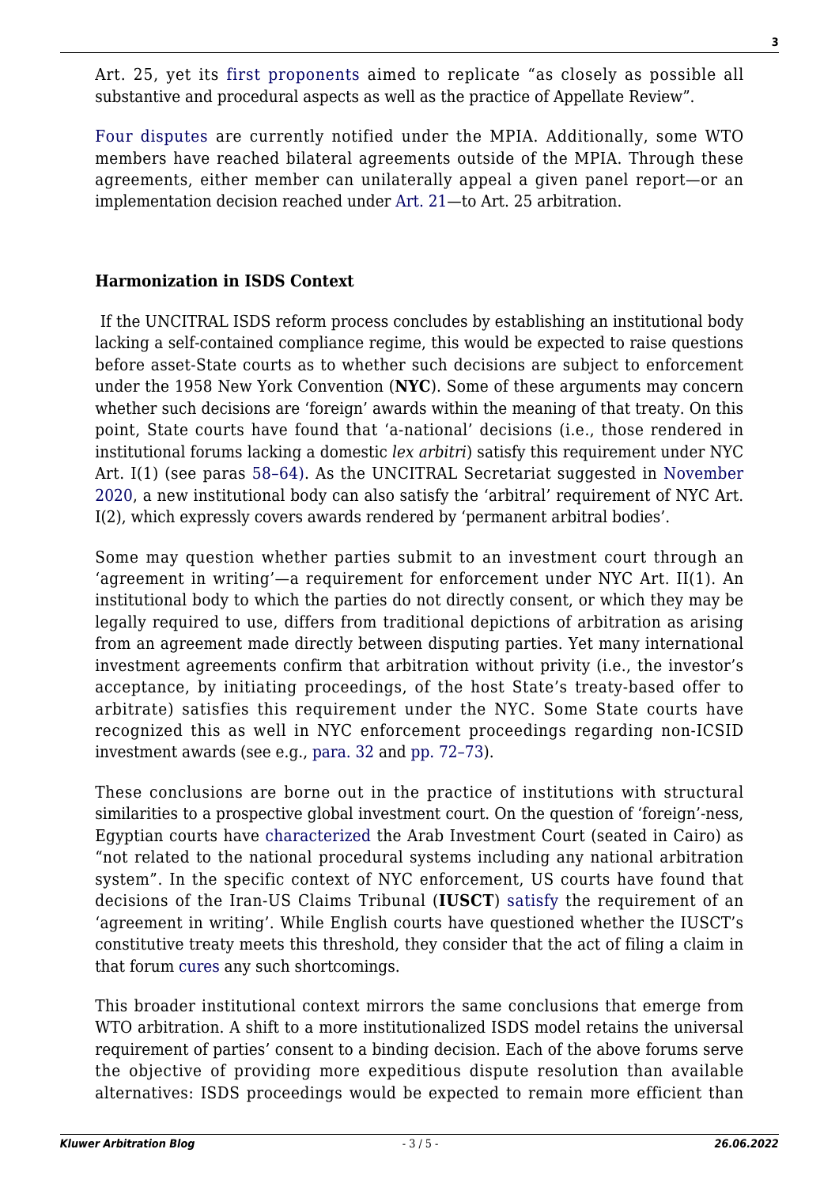Art. 25, yet its first proponents aimed to replicate "as closely as possible all substantive and procedural aspects as well as the practice of Appellate Review".

Four disputes are currently notified under the MPIA. Additionally, some WTO members have reached bilateral agreements outside of the MPIA. Through these agreements, either member can unilaterally appeal a given panel report—or an implementation decision reached under Art. 21—to Art. 25 arbitration.

### Harmonization in ISDS Context

If the UNCITRAL ISDS reform process concludes by establishing an institutional body lacking a self-contained compliance regime, this would be expected to raise questions before asset-State courts as to whether such decisions are subject to enforcement under the 1958 New York Convention (**NYC**). Some of these arguments may concern whether such decisions are 'foreign' awards within the meaning of that treaty. On this point, State courts have found that 'a-national' decisions (i.e., those rendered in institutional forums lacking a domestic *lex arbitri*) satisfy this requirement under NYC Art. I(1) (see paras 58–64). As the UNCITRAL Secretariat suggested in November 2020, a new institutional body can also satisfy the 'arbitral' requirement of NYC Art. I(2), which expressly covers awards rendered by 'permanent arbitral bodies'.

Some may question whether parties submit to an investment court through an 'agreement in writing'—a requirement for enforcement under NYC Art. II(1). An institutional body to which the parties do not directly consent, or which they may be legally required to use, differs from traditional depictions of arbitration as arising from an agreement made directly between disputing parties. Yet many international investment agreements confirm that arbitration without privity (i.e., the investor's acceptance, by initiating proceedings, of the host State's treaty-based offer to arbitrate) satisfies this requirement under the NYC. Some State courts have recognized this as well in NYC enforcement proceedings regarding non-ICSID investment awards (see e.g., para. 32 and pp. 72–73).

These conclusions are borne out in the practice of institutions with structural similarities to a prospective global investment court. On the question of 'foreign'-ness, Egyptian courts have characterized the Arab Investment Court (seated in Cairo) as "not related to the national procedural systems including any national arbitration system". In the specific context of NYC enforcement, US courts have found that decisions of the Iran-US Claims Tribunal (**IUSCT**) satisfy the requirement of an 'agreement in writing'. While English courts have questioned whether the IUSCT's constitutive treaty meets this threshold, they consider that the act of filing a claim in that forum cures any such shortcomings.

This broader institutional context mirrors the same conclusions that emerge from WTO arbitration. A shift to a more institutionalized ISDS model retains the universal requirement of parties' consent to a binding decision. Each of the above forums serve the objective of providing more expeditious dispute resolution than available alternatives: ISDS proceedings would be expected to remain more efficient than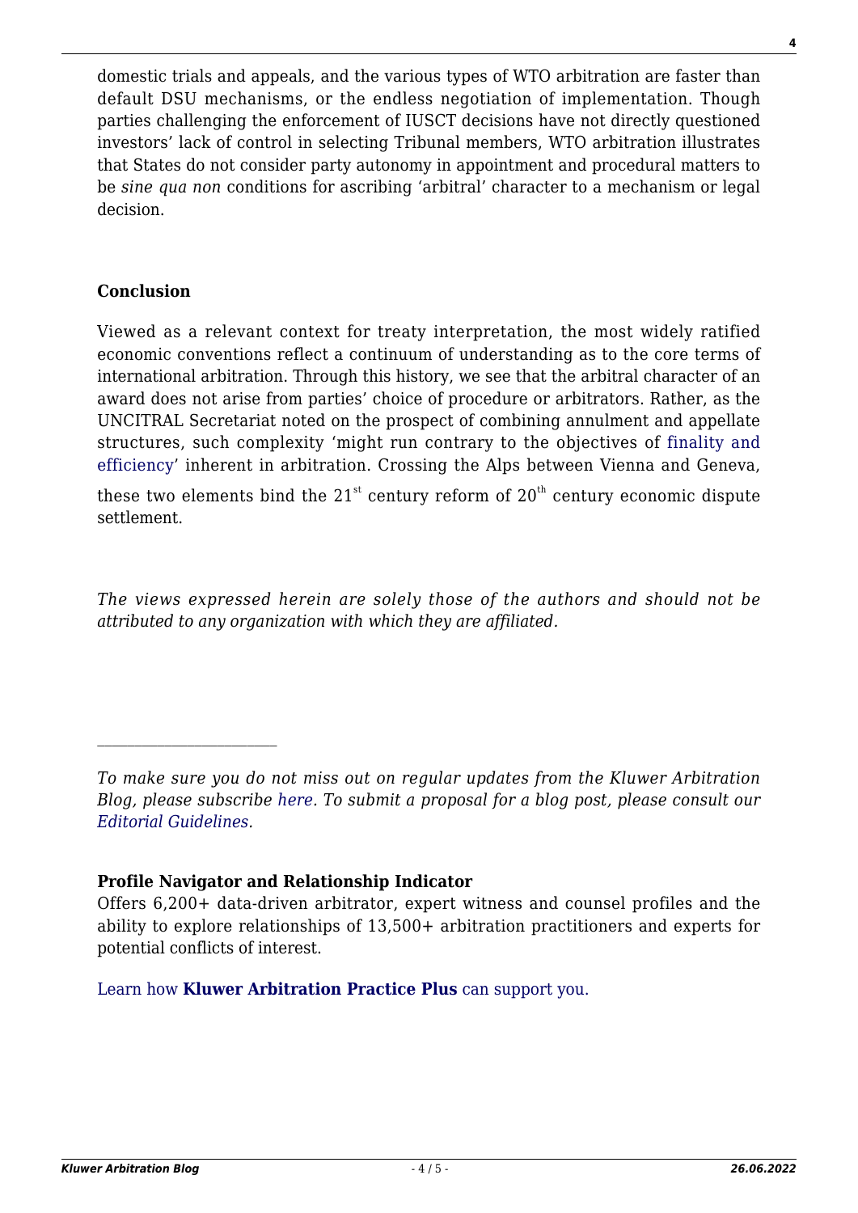domestic trials and appeals, and the various types of WTO arbitration are faster than default DSU mechanisms, or the endless negotiation of implementation. Though parties challenging the enforcement of IUSCT decisions have not directly questioned investors' lack of control in selecting Tribunal members, WTO arbitration illustrates that States do not consider party autonomy in appointment and procedural matters to be *sine qua non* conditions for ascribing 'arbitral' character to a mechanism or legal decision.

### Conclusion

Viewed as a relevant context for treaty interpretation, the most widely ratified economic conventions reflect a continuum of understanding as to the core terms of international arbitration. Through this history, we see that the arbitral character of an award does not arise from parties' choice of procedure or arbitrators. Rather, as the UNCITRAL Secretariat noted on the prospect of combining annulment and appellate structures, such complexity 'might run contrary to the objectives of finality and efficiency' inherent in arbitration. Crossing the Alps between Vienna and Geneva, these two elements bind the 21st century reform of 20th century economic dispute settlement.

*The views expressed herein are solely those of the authors and should not be attributed to any organization with which they are affiliated.*

---

*To make sure you do not miss out on regular updates from the Kluwer Arbitration Blog, please subscribe here. To submit a proposal for a blog post, please consult our Editorial Guidelines.*

**Profile Navigator and Relationship Indicator**

Offers 6,200+ data-driven arbitrator, expert witness and counsel profiles and the ability to explore relationships of 13,500+ arbitration practitioners and experts for potential conflicts of interest.

Learn how **Kluwer Arbitration Practice Plus** can support you.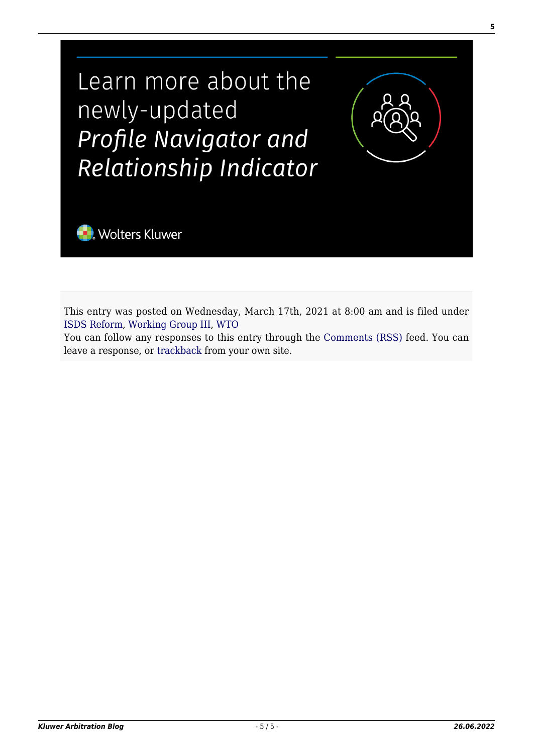Learn more about the newly-updated *Profile Navigator and Relationship Indicator*

Wolters Kluwer

This entry was posted on Wednesday, March 17th, 2021 at 8:00 am and is filed under ISDS Reform, Working Group III, WTO
You can follow any responses to this entry through the Comments (RSS) feed. You can leave a response, or trackback from your own site.